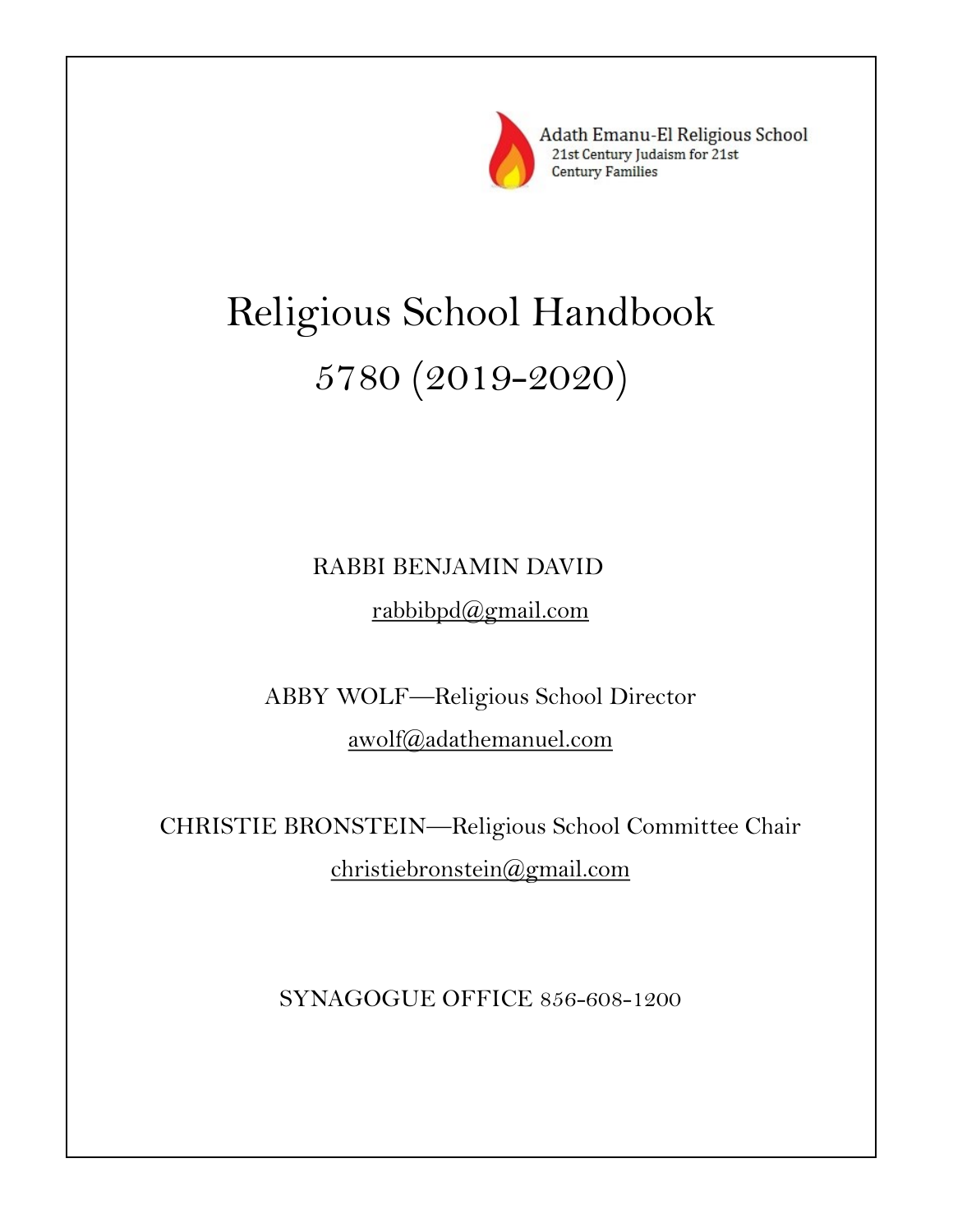Adath Emanu-El Religious School
21st Century Judaism for 21st Century Families

# Religious School Handbook
## 5780 (2019-2020)

RABBI BENJAMIN DAVID
rabbibpd@gmail.com

ABBY WOLF—Religious School Director
awolf@adathemanuel.com

CHRISTIE BRONSTEIN—Religious School Committee Chair
christiebronstein@gmail.com

SYNAGOGUE OFFICE 856-608-1200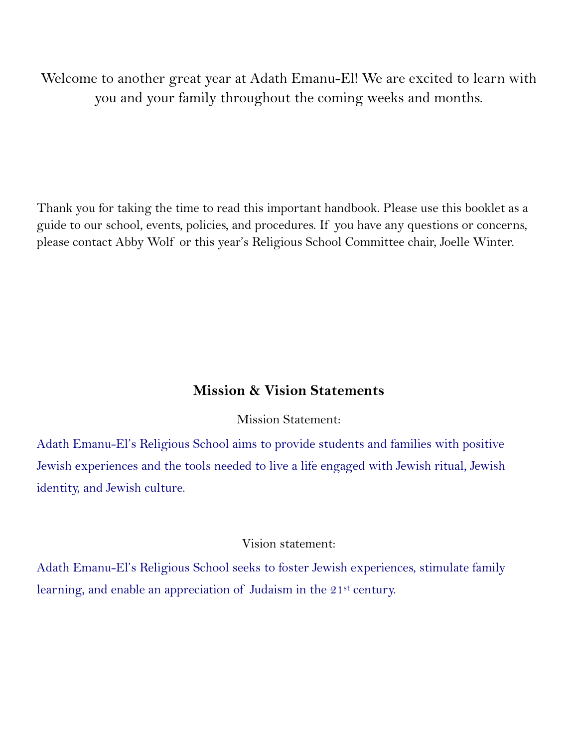Welcome to another great year at Adath Emanu-El! We are excited to learn with you and your family throughout the coming weeks and months.

Thank you for taking the time to read this important handbook. Please use this booklet as a guide to our school, events, policies, and procedures. If you have any questions or concerns, please contact Abby Wolf or this year's Religious School Committee chair, Joelle Winter.

## Mission & Vision Statements

Mission Statement:

Adath Emanu-El's Religious School aims to provide students and families with positive Jewish experiences and the tools needed to live a life engaged with Jewish ritual, Jewish identity, and Jewish culture.

Vision statement:

Adath Emanu-El's Religious School seeks to foster Jewish experiences, stimulate family learning, and enable an appreciation of Judaism in the 21st century.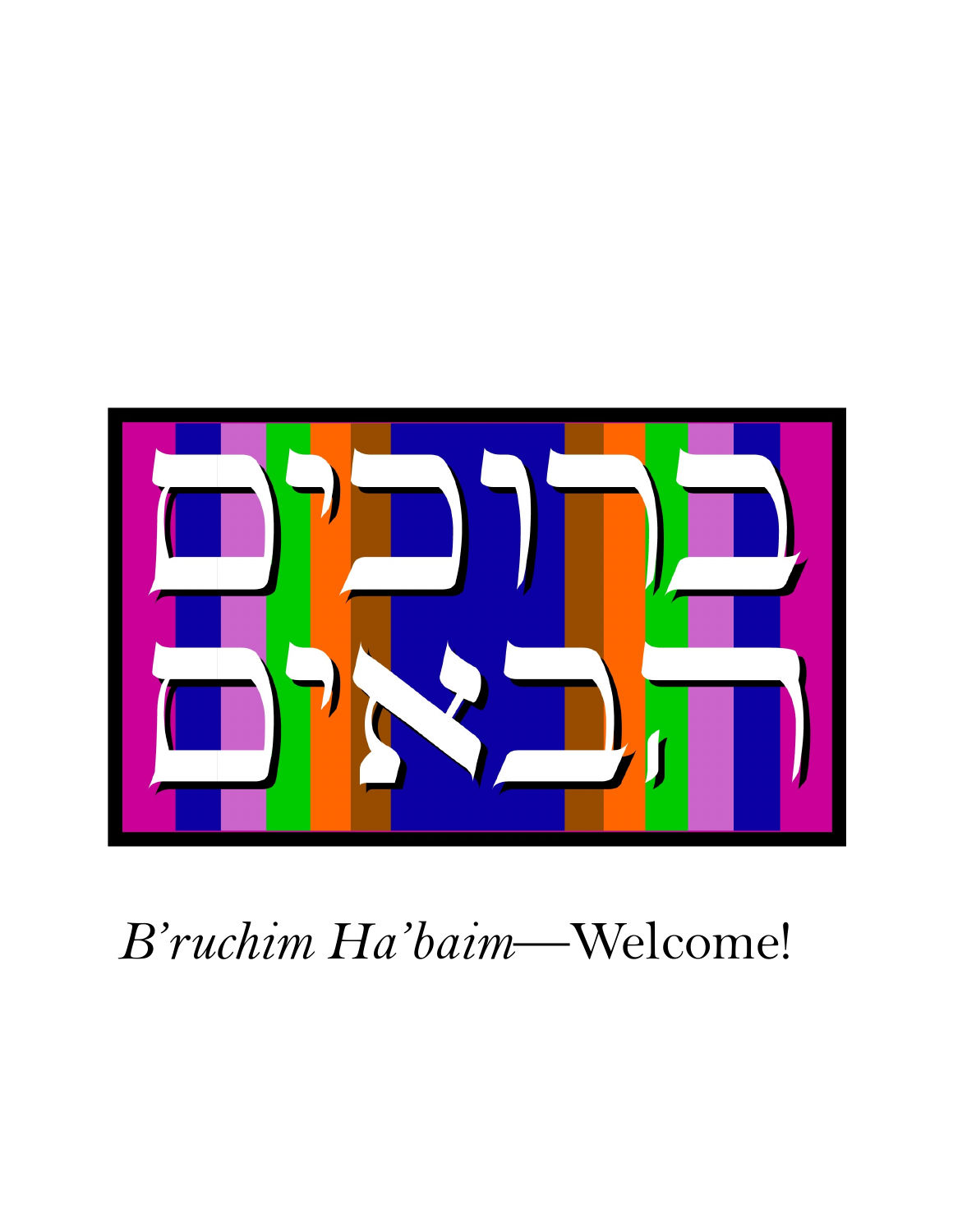ברוכים

הבאים

*B'ruchim Ha'baim*—Welcome!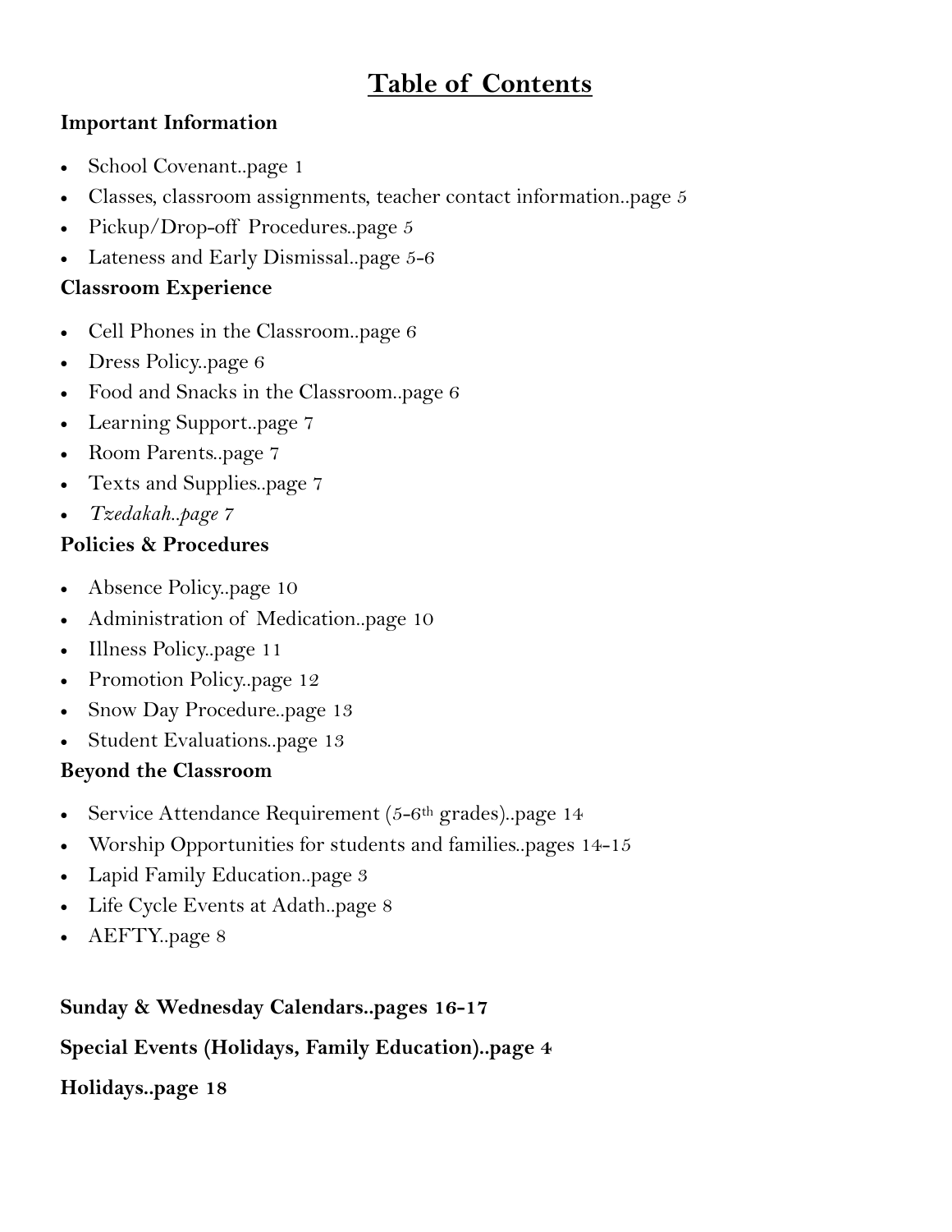# Table of Contents

### Important Information

- School Covenant..page 1
- Classes, classroom assignments, teacher contact information..page 5
- Pickup/Drop-off Procedures..page 5
- Lateness and Early Dismissal..page 5-6

### Classroom Experience

- Cell Phones in the Classroom..page 6
- Dress Policy..page 6
- Food and Snacks in the Classroom..page 6
- Learning Support..page 7
- Room Parents..page 7
- Texts and Supplies..page 7
- *Tzedakah..page 7*

### Policies & Procedures

- Absence Policy..page 10
- Administration of Medication..page 10
- Illness Policy..page 11
- Promotion Policy..page 12
- Snow Day Procedure..page 13
- Student Evaluations..page 13

### Beyond the Classroom

- Service Attendance Requirement (5-6th grades)..page 14
- Worship Opportunities for students and families..pages 14-15
- Lapid Family Education..page 3
- Life Cycle Events at Adath..page 8
- AEFTY..page 8

**Sunday & Wednesday Calendars..pages 16-17**

**Special Events (Holidays, Family Education)..page 4**

**Holidays..page 18**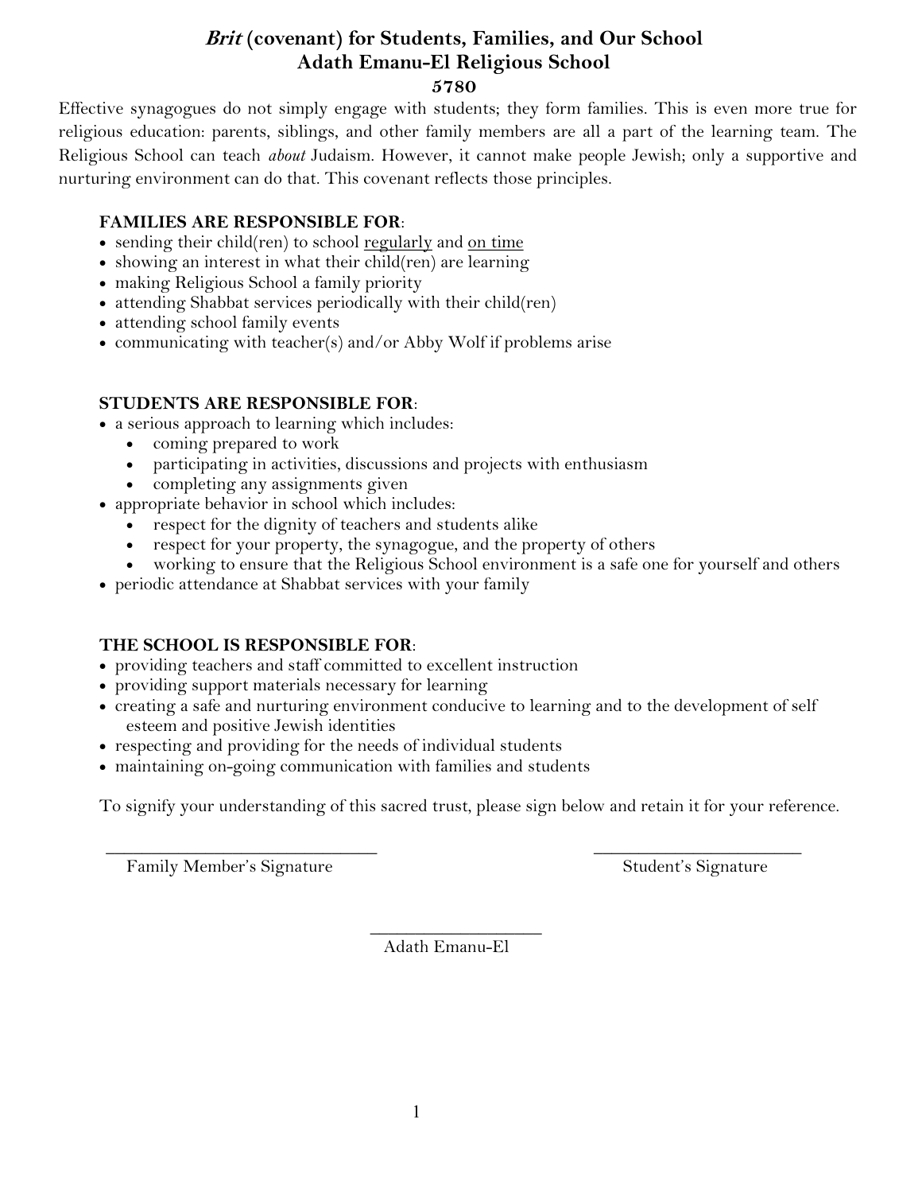# *Brit* (covenant) for Students, Families, and Our School
## Adath Emanu-El Religious School
### 5780

Effective synagogues do not simply engage with students; they form families. This is even more true for religious education: parents, siblings, and other family members are all a part of the learning team. The Religious School can teach *about* Judaism. However, it cannot make people Jewish; only a supportive and nurturing environment can do that. This covenant reflects those principles.

**FAMILIES ARE RESPONSIBLE FOR**:

- sending their child(ren) to school <u>regularly</u> and <u>on time</u>
- showing an interest in what their child(ren) are learning
- making Religious School a family priority
- attending Shabbat services periodically with their child(ren)
- attending school family events
- communicating with teacher(s) and/or Abby Wolf if problems arise

**STUDENTS ARE RESPONSIBLE FOR**:

- a serious approach to learning which includes:
  - coming prepared to work
  - participating in activities, discussions and projects with enthusiasm
  - completing any assignments given
- appropriate behavior in school which includes:
  - respect for the dignity of teachers and students alike
  - respect for your property, the synagogue, and the property of others
  - working to ensure that the Religious School environment is a safe one for yourself and others
- periodic attendance at Shabbat services with your family

**THE SCHOOL IS RESPONSIBLE FOR**:

- providing teachers and staff committed to excellent instruction
- providing support materials necessary for learning
- creating a safe and nurturing environment conducive to learning and to the development of self esteem and positive Jewish identities
- respecting and providing for the needs of individual students
- maintaining on-going communication with families and students

To signify your understanding of this sacred trust, please sign below and retain it for your reference.

______________________________ Family Member's Signature

______________________________ Student's Signature

____________________ Adath Emanu-El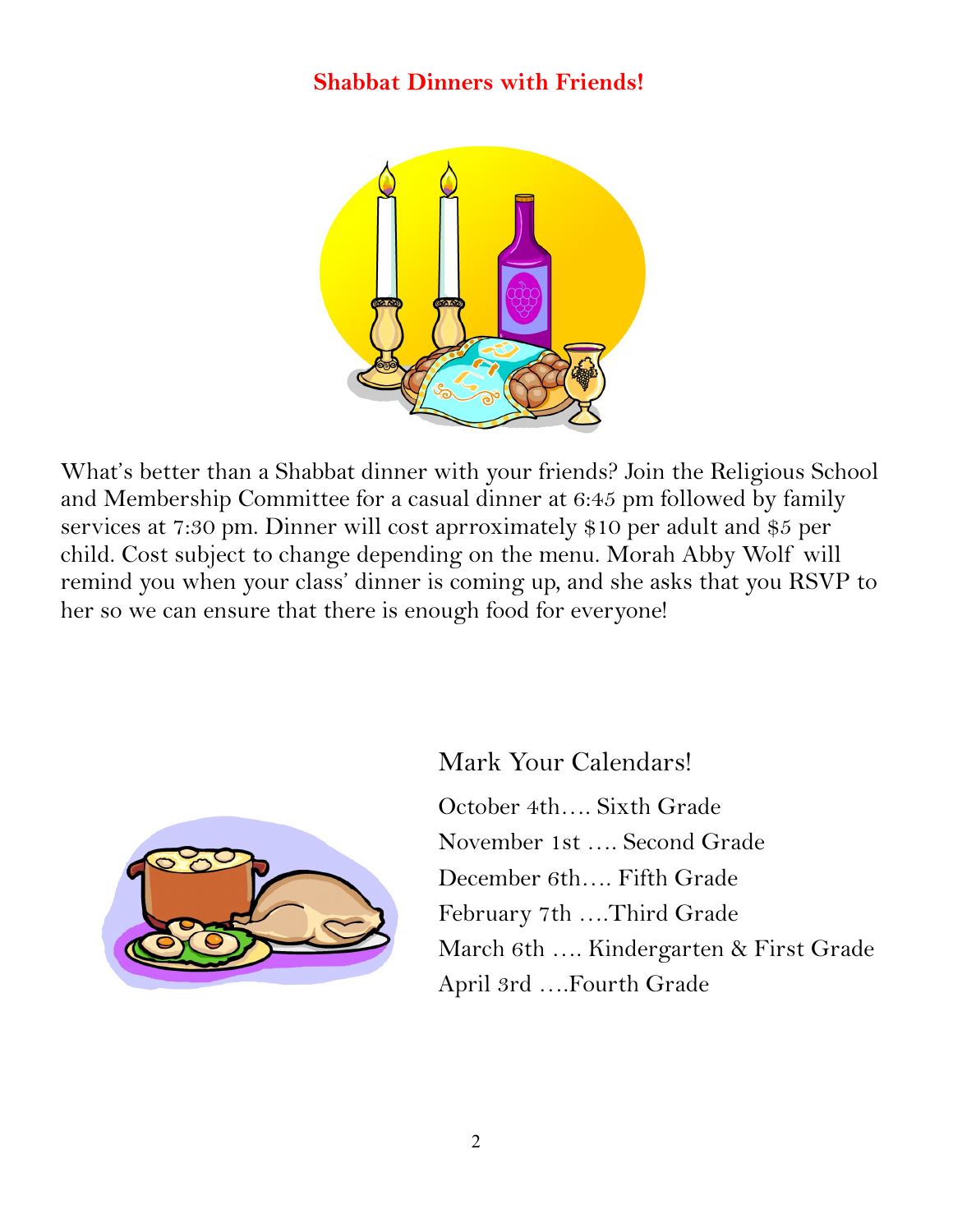# Shabbat Dinners with Friends!

What's better than a Shabbat dinner with your friends? Join the Religious School and Membership Committee for a casual dinner at 6:45 pm followed by family services at 7:30 pm. Dinner will cost aprroximately $10 per adult and $5 per child. Cost subject to change depending on the menu. Morah Abby Wolf will remind you when your class' dinner is coming up, and she asks that you RSVP to her so we can ensure that there is enough food for everyone!

## Mark Your Calendars!

October 4th…. Sixth Grade

November 1st …. Second Grade

December 6th…. Fifth Grade

February 7th ….Third Grade

March 6th …. Kindergarten & First Grade

April 3rd ….Fourth Grade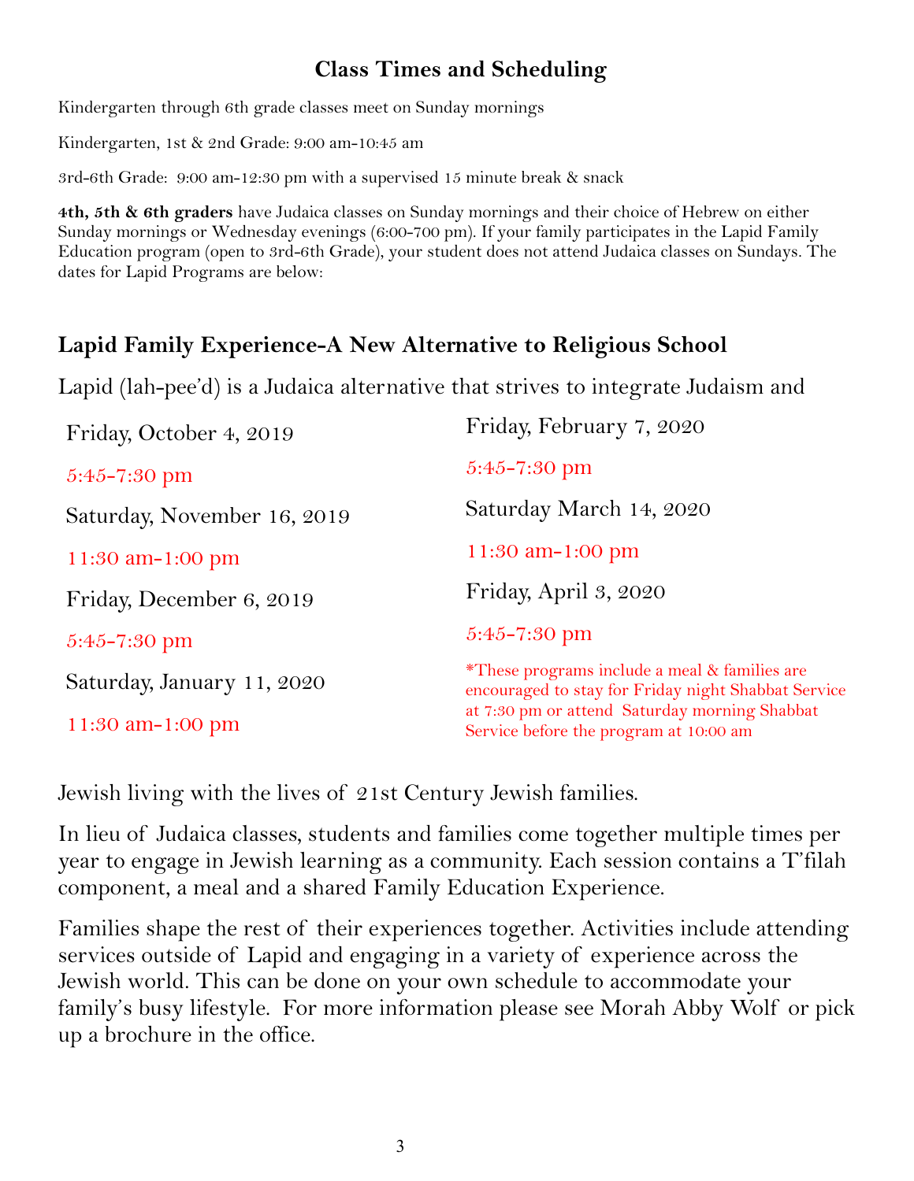## Class Times and Scheduling

Kindergarten through 6th grade classes meet on Sunday mornings

Kindergarten, 1st & 2nd Grade: 9:00 am-10:45 am

3rd-6th Grade: 9:00 am-12:30 pm with a supervised 15 minute break & snack

**4th, 5th & 6th graders** have Judaica classes on Sunday mornings and their choice of Hebrew on either Sunday mornings or Wednesday evenings (6:00-700 pm). If your family participates in the Lapid Family Education program (open to 3rd-6th Grade), your student does not attend Judaica classes on Sundays. The dates for Lapid Programs are below:

### Lapid Family Experience-A New Alternative to Religious School

Lapid (lah-pee'd) is a Judaica alternative that strives to integrate Judaism and Jewish living with the lives of 21st Century Jewish families.

Friday, October 4, 2019

5:45-7:30 pm

Saturday, November 16, 2019

11:30 am-1:00 pm

Friday, December 6, 2019

5:45-7:30 pm

Saturday, January 11, 2020

11:30 am-1:00 pm

Friday, February 7, 2020

5:45-7:30 pm

Saturday March 14, 2020

11:30 am-1:00 pm

Friday, April 3, 2020

5:45-7:30 pm

*These programs include a meal & families are encouraged to stay for Friday night Shabbat Service at 7:30 pm or attend Saturday morning Shabbat Service before the program at 10:00 am

In lieu of Judaica classes, students and families come together multiple times per year to engage in Jewish learning as a community. Each session contains a T'filah component, a meal and a shared Family Education Experience.

Families shape the rest of their experiences together. Activities include attending services outside of Lapid and engaging in a variety of experience across the Jewish world. This can be done on your own schedule to accommodate your family's busy lifestyle. For more information please see Morah Abby Wolf or pick up a brochure in the office.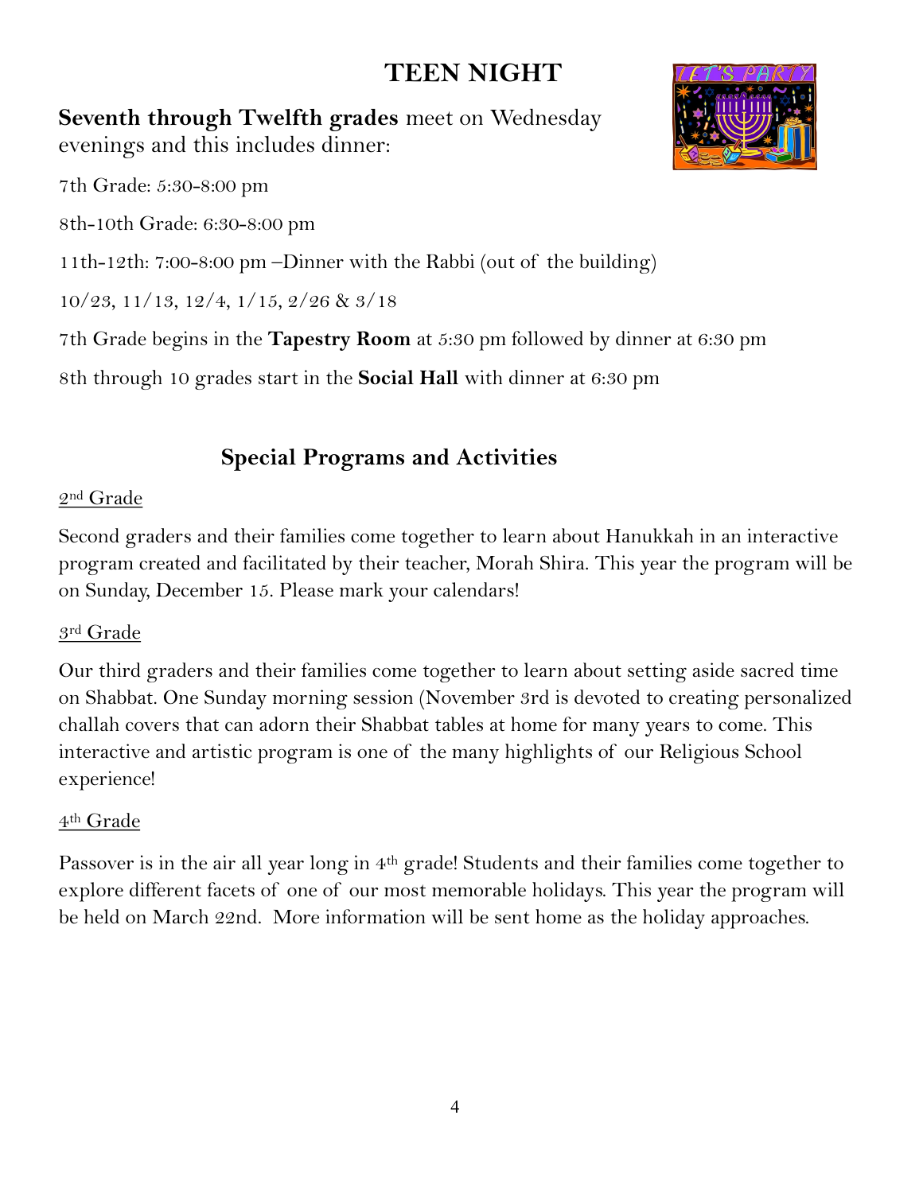# TEEN NIGHT

**Seventh through Twelfth grades** meet on Wednesday evenings and this includes dinner:

7th Grade: 5:30-8:00 pm

8th-10th Grade: 6:30-8:00 pm

11th-12th: 7:00-8:00 pm –Dinner with the Rabbi (out of the building)

10/23, 11/13, 12/4, 1/15, 2/26 & 3/18

7th Grade begins in the **Tapestry Room** at 5:30 pm followed by dinner at 6:30 pm

8th through 10 grades start in the **Social Hall** with dinner at 6:30 pm

## Special Programs and Activities

2nd Grade

Second graders and their families come together to learn about Hanukkah in an interactive program created and facilitated by their teacher, Morah Shira. This year the program will be on Sunday, December 15. Please mark your calendars!

3rd Grade

Our third graders and their families come together to learn about setting aside sacred time on Shabbat. One Sunday morning session (November 3rd is devoted to creating personalized challah covers that can adorn their Shabbat tables at home for many years to come. This interactive and artistic program is one of the many highlights of our Religious School experience!

4th Grade

Passover is in the air all year long in 4th grade! Students and their families come together to explore different facets of one of our most memorable holidays. This year the program will be held on March 22nd. More information will be sent home as the holiday approaches.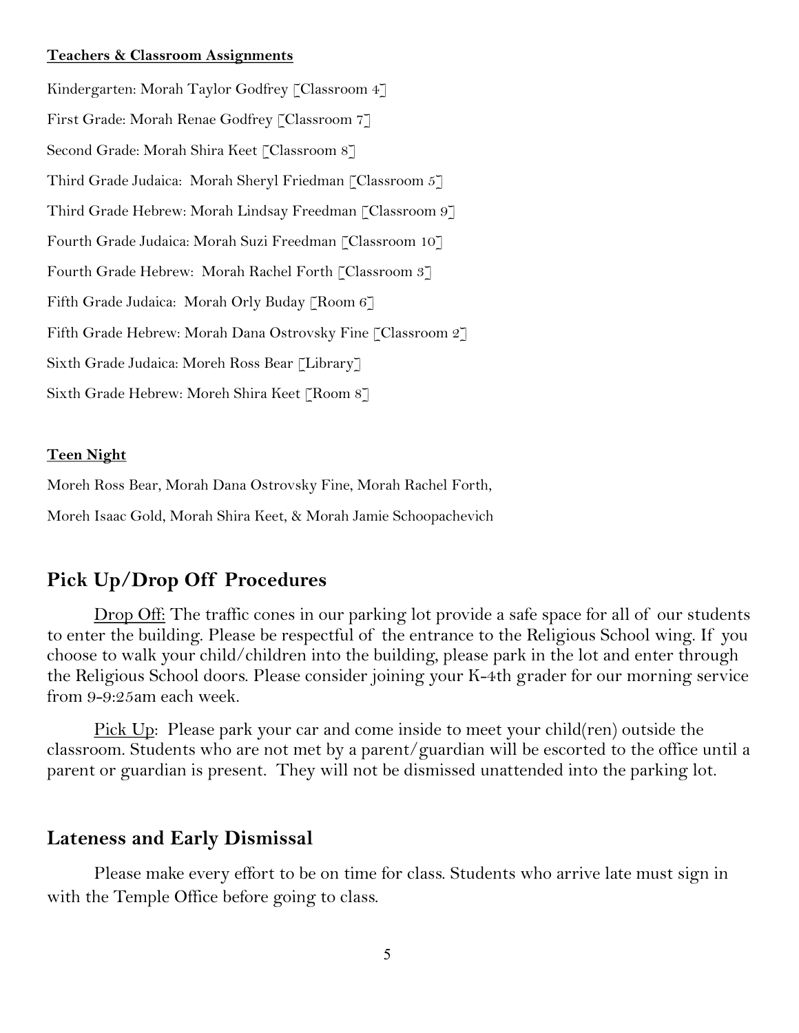**Teachers & Classroom Assignments**

Kindergarten: Morah Taylor Godfrey [Classroom 4]

First Grade: Morah Renae Godfrey [Classroom 7]

Second Grade: Morah Shira Keet [Classroom 8]

Third Grade Judaica: Morah Sheryl Friedman [Classroom 5]

Third Grade Hebrew: Morah Lindsay Freedman [Classroom 9]

Fourth Grade Judaica: Morah Suzi Freedman [Classroom 10]

Fourth Grade Hebrew: Morah Rachel Forth [Classroom 3]

Fifth Grade Judaica: Morah Orly Buday [Room 6]

Fifth Grade Hebrew: Morah Dana Ostrovsky Fine [Classroom 2]

Sixth Grade Judaica: Moreh Ross Bear [Library]

Sixth Grade Hebrew: Moreh Shira Keet [Room 8]

**Teen Night**

Moreh Ross Bear, Morah Dana Ostrovsky Fine, Morah Rachel Forth,
Moreh Isaac Gold, Morah Shira Keet, & Morah Jamie Schoopachevich

## Pick Up/Drop Off Procedures

Drop Off: The traffic cones in our parking lot provide a safe space for all of our students to enter the building. Please be respectful of the entrance to the Religious School wing. If you choose to walk your child/children into the building, please park in the lot and enter through the Religious School doors. Please consider joining your K-4th grader for our morning service from 9-9:25am each week.

Pick Up: Please park your car and come inside to meet your child(ren) outside the classroom. Students who are not met by a parent/guardian will be escorted to the office until a parent or guardian is present. They will not be dismissed unattended into the parking lot.

## Lateness and Early Dismissal

Please make every effort to be on time for class. Students who arrive late must sign in with the Temple Office before going to class.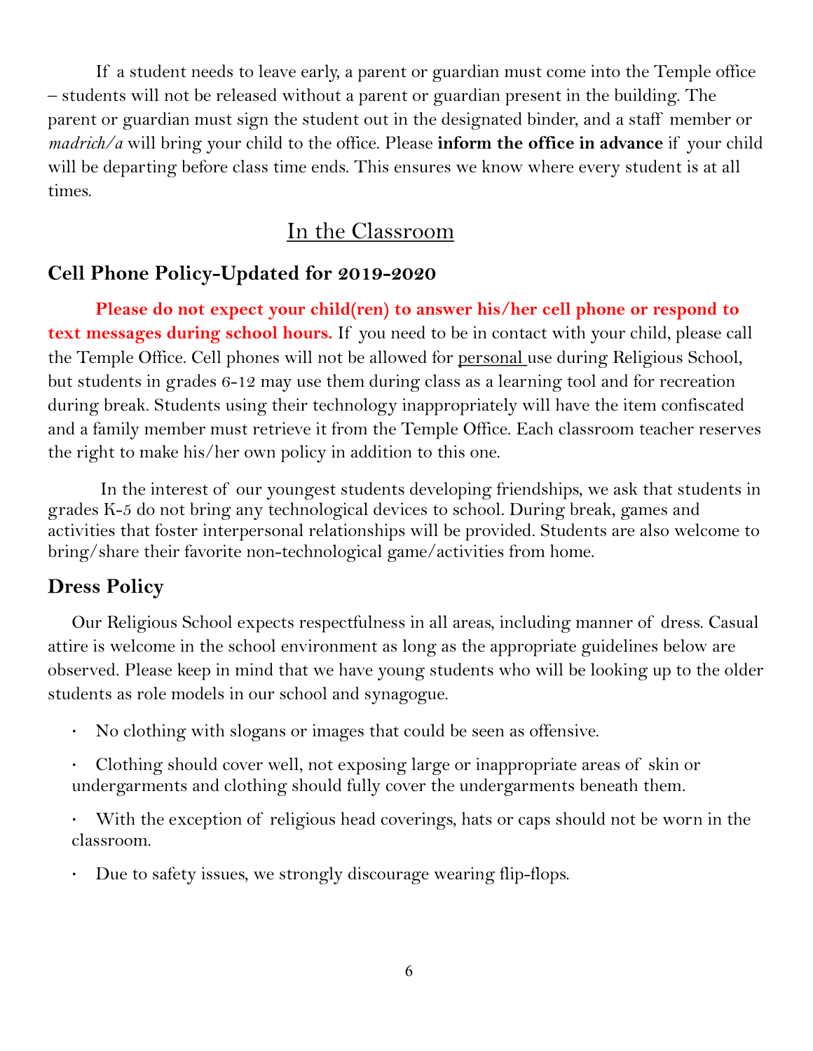If a student needs to leave early, a parent or guardian must come into the Temple office – students will not be released without a parent or guardian present in the building. The parent or guardian must sign the student out in the designated binder, and a staff member or *madrich/a* will bring your child to the office. Please **inform the office in advance** if your child will be departing before class time ends. This ensures we know where every student is at all times.

## In the Classroom

### Cell Phone Policy-Updated for 2019-2020

**Please do not expect your child(ren) to answer his/her cell phone or respond to text messages during school hours.** If you need to be in contact with your child, please call the Temple Office. Cell phones will not be allowed for personal use during Religious School, but students in grades 6-12 may use them during class as a learning tool and for recreation during break. Students using their technology inappropriately will have the item confiscated and a family member must retrieve it from the Temple Office. Each classroom teacher reserves the right to make his/her own policy in addition to this one.

In the interest of our youngest students developing friendships, we ask that students in grades K-5 do not bring any technological devices to school. During break, games and activities that foster interpersonal relationships will be provided. Students are also welcome to bring/share their favorite non-technological game/activities from home.

### Dress Policy

Our Religious School expects respectfulness in all areas, including manner of dress. Casual attire is welcome in the school environment as long as the appropriate guidelines below are observed. Please keep in mind that we have young students who will be looking up to the older students as role models in our school and synagogue.

- No clothing with slogans or images that could be seen as offensive.
- Clothing should cover well, not exposing large or inappropriate areas of skin or undergarments and clothing should fully cover the undergarments beneath them.
- With the exception of religious head coverings, hats or caps should not be worn in the classroom.
- Due to safety issues, we strongly discourage wearing flip-flops.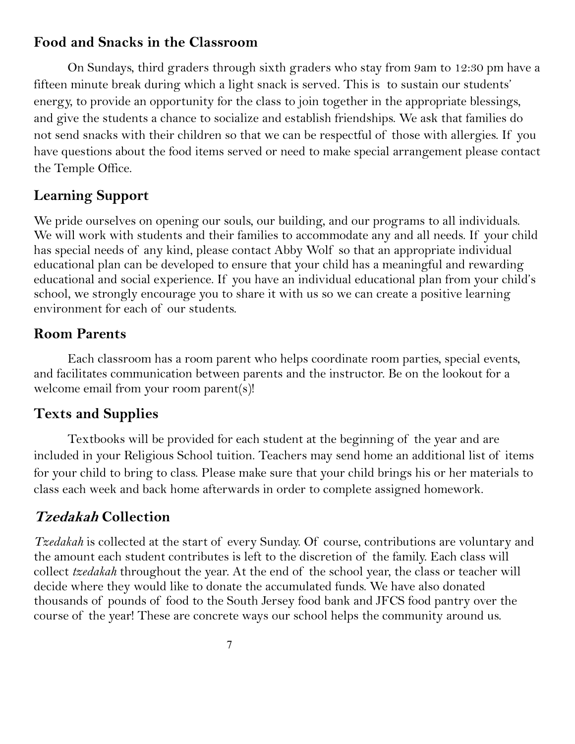## Food and Snacks in the Classroom

On Sundays, third graders through sixth graders who stay from 9am to 12:30 pm have a fifteen minute break during which a light snack is served. This is to sustain our students' energy, to provide an opportunity for the class to join together in the appropriate blessings, and give the students a chance to socialize and establish friendships. We ask that families do not send snacks with their children so that we can be respectful of those with allergies. If you have questions about the food items served or need to make special arrangement please contact the Temple Office.

## Learning Support

We pride ourselves on opening our souls, our building, and our programs to all individuals. We will work with students and their families to accommodate any and all needs. If your child has special needs of any kind, please contact Abby Wolf so that an appropriate individual educational plan can be developed to ensure that your child has a meaningful and rewarding educational and social experience. If you have an individual educational plan from your child's school, we strongly encourage you to share it with us so we can create a positive learning environment for each of our students.

## Room Parents

Each classroom has a room parent who helps coordinate room parties, special events, and facilitates communication between parents and the instructor. Be on the lookout for a welcome email from your room parent(s)!

## Texts and Supplies

Textbooks will be provided for each student at the beginning of the year and are included in your Religious School tuition. Teachers may send home an additional list of items for your child to bring to class. Please make sure that your child brings his or her materials to class each week and back home afterwards in order to complete assigned homework.

## *Tzedakah* Collection

*Tzedakah* is collected at the start of every Sunday. Of course, contributions are voluntary and the amount each student contributes is left to the discretion of the family. Each class will collect *tzedakah* throughout the year. At the end of the school year, the class or teacher will decide where they would like to donate the accumulated funds. We have also donated thousands of pounds of food to the South Jersey food bank and JFCS food pantry over the course of the year! These are concrete ways our school helps the community around us.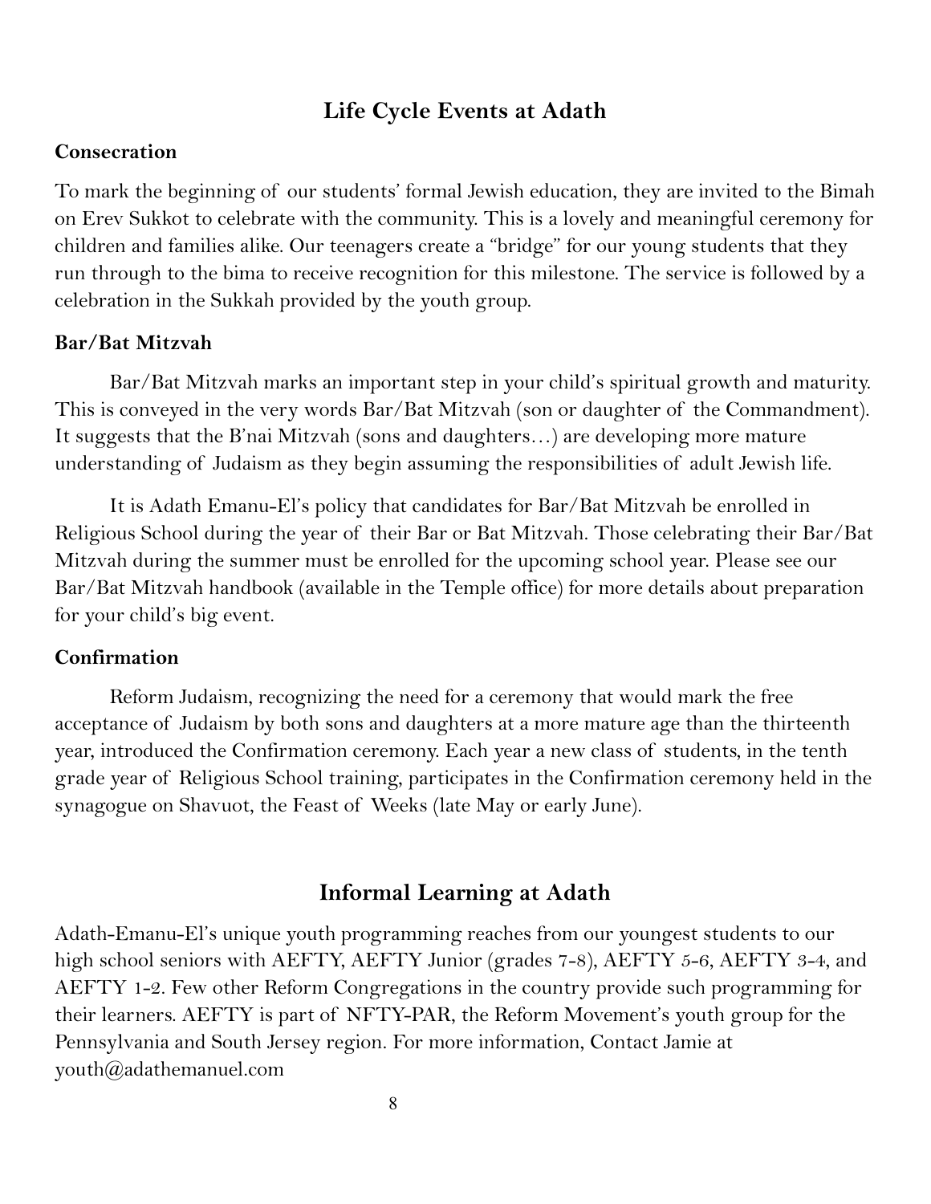## Life Cycle Events at Adath

### Consecration

To mark the beginning of our students' formal Jewish education, they are invited to the Bimah on Erev Sukkot to celebrate with the community. This is a lovely and meaningful ceremony for children and families alike. Our teenagers create a "bridge" for our young students that they run through to the bima to receive recognition for this milestone. The service is followed by a celebration in the Sukkah provided by the youth group.

### Bar/Bat Mitzvah

Bar/Bat Mitzvah marks an important step in your child's spiritual growth and maturity. This is conveyed in the very words Bar/Bat Mitzvah (son or daughter of the Commandment). It suggests that the B'nai Mitzvah (sons and daughters…) are developing more mature understanding of Judaism as they begin assuming the responsibilities of adult Jewish life.

It is Adath Emanu-El's policy that candidates for Bar/Bat Mitzvah be enrolled in Religious School during the year of their Bar or Bat Mitzvah. Those celebrating their Bar/Bat Mitzvah during the summer must be enrolled for the upcoming school year. Please see our Bar/Bat Mitzvah handbook (available in the Temple office) for more details about preparation for your child's big event.

### Confirmation

Reform Judaism, recognizing the need for a ceremony that would mark the free acceptance of Judaism by both sons and daughters at a more mature age than the thirteenth year, introduced the Confirmation ceremony. Each year a new class of students, in the tenth grade year of Religious School training, participates in the Confirmation ceremony held in the synagogue on Shavuot, the Feast of Weeks (late May or early June).

## Informal Learning at Adath

Adath-Emanu-El's unique youth programming reaches from our youngest students to our high school seniors with AEFTY, AEFTY Junior (grades 7-8), AEFTY 5-6, AEFTY 3-4, and AEFTY 1-2. Few other Reform Congregations in the country provide such programming for their learners. AEFTY is part of NFTY-PAR, the Reform Movement's youth group for the Pennsylvania and South Jersey region. For more information, Contact Jamie at youth@adathemanuel.com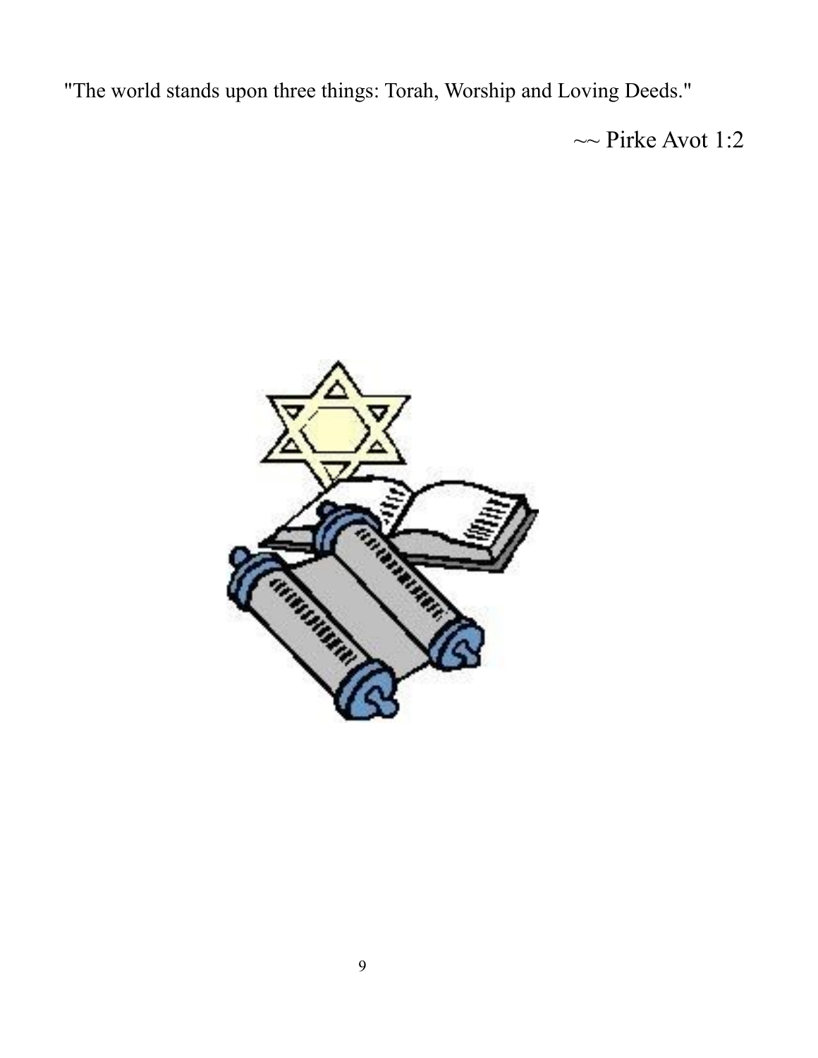"The world stands upon three things: Torah, Worship and Loving Deeds."

~~ Pirke Avot 1:2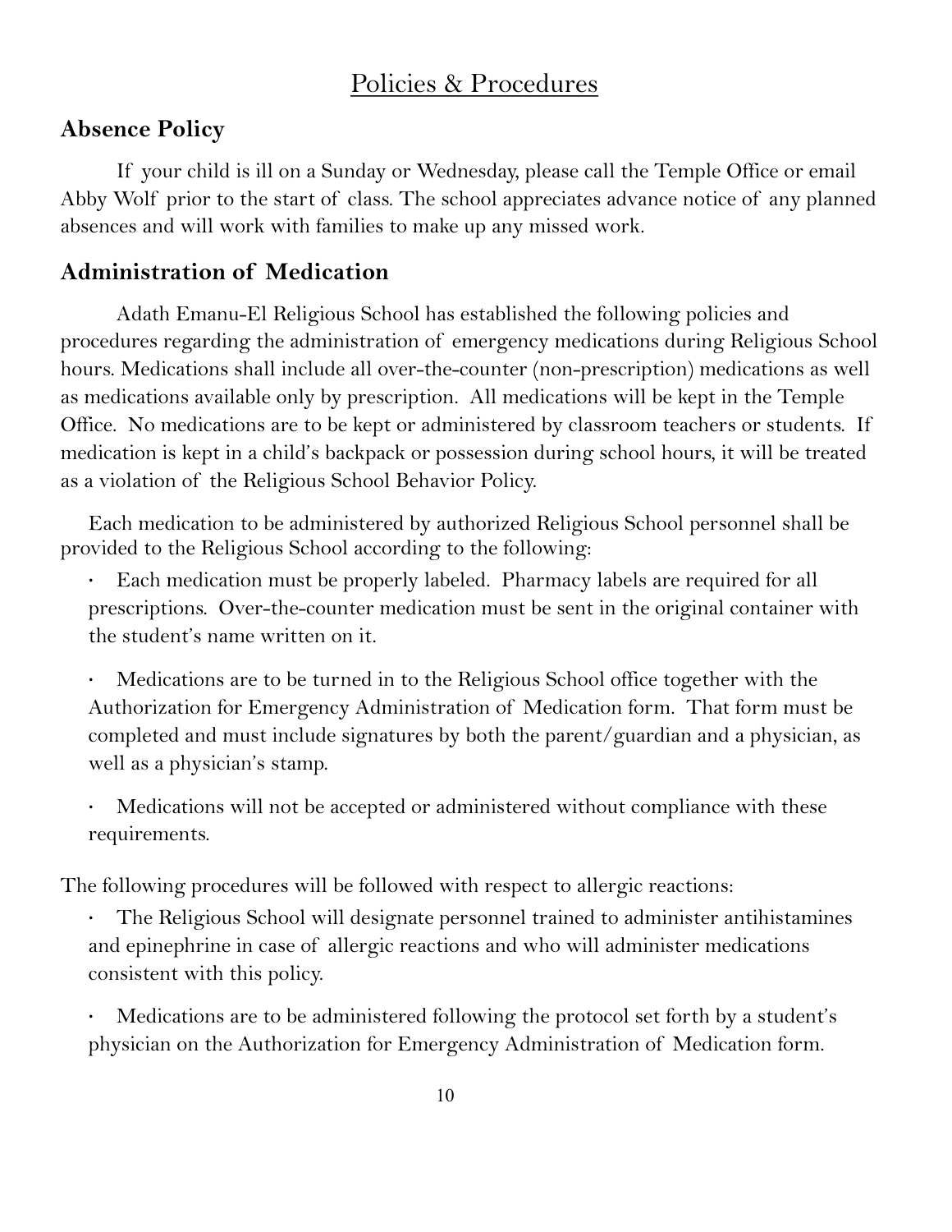# Policies & Procedures

## Absence Policy

If your child is ill on a Sunday or Wednesday, please call the Temple Office or email Abby Wolf prior to the start of class. The school appreciates advance notice of any planned absences and will work with families to make up any missed work.

## Administration of Medication

Adath Emanu-El Religious School has established the following policies and procedures regarding the administration of emergency medications during Religious School hours. Medications shall include all over-the-counter (non-prescription) medications as well as medications available only by prescription. All medications will be kept in the Temple Office. No medications are to be kept or administered by classroom teachers or students. If medication is kept in a child's backpack or possession during school hours, it will be treated as a violation of the Religious School Behavior Policy.

Each medication to be administered by authorized Religious School personnel shall be provided to the Religious School according to the following:

- Each medication must be properly labeled. Pharmacy labels are required for all prescriptions. Over-the-counter medication must be sent in the original container with the student's name written on it.
- Medications are to be turned in to the Religious School office together with the Authorization for Emergency Administration of Medication form. That form must be completed and must include signatures by both the parent/guardian and a physician, as well as a physician's stamp.
- Medications will not be accepted or administered without compliance with these requirements.

The following procedures will be followed with respect to allergic reactions:

- The Religious School will designate personnel trained to administer antihistamines and epinephrine in case of allergic reactions and who will administer medications consistent with this policy.
- Medications are to be administered following the protocol set forth by a student's physician on the Authorization for Emergency Administration of Medication form.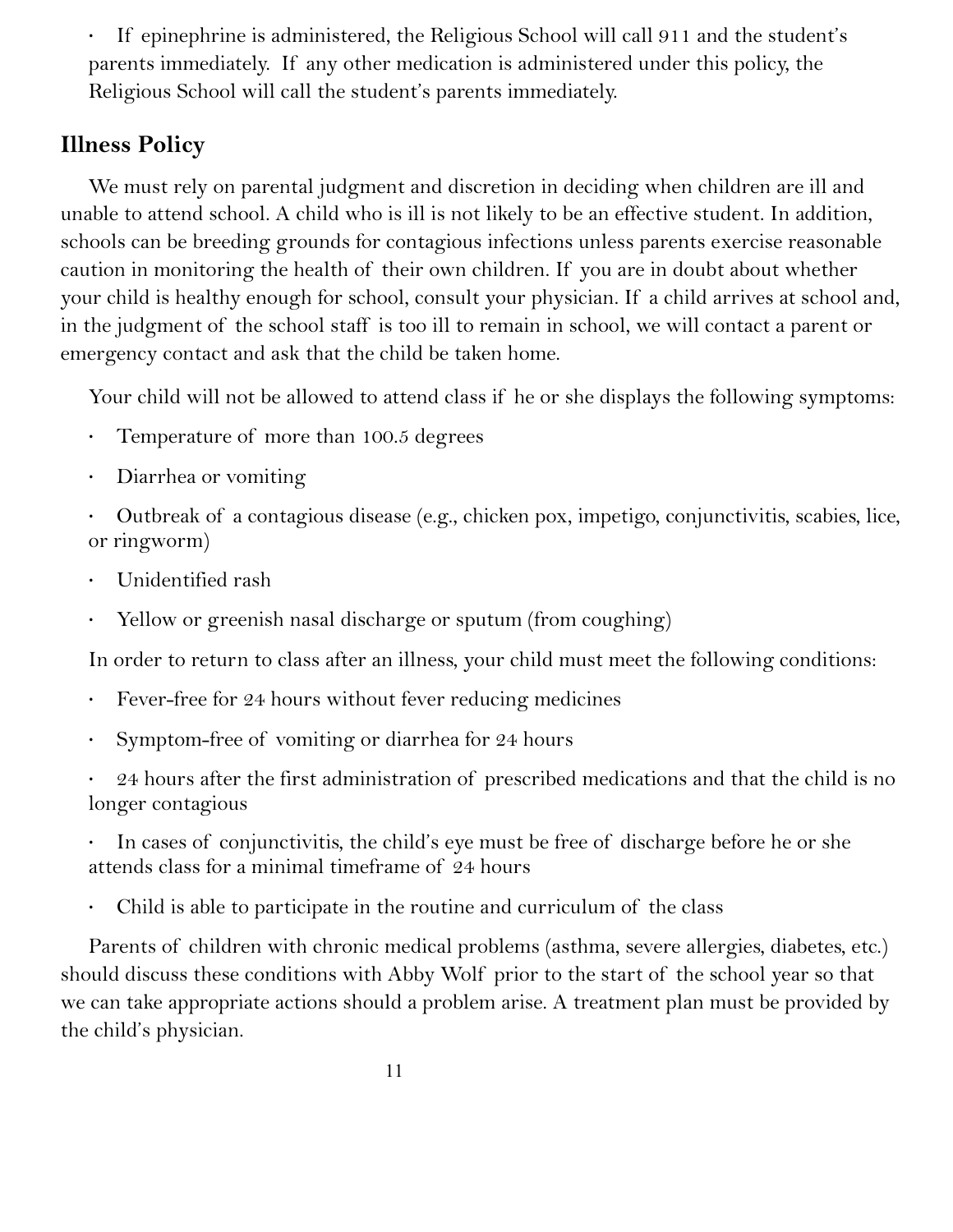- If epinephrine is administered, the Religious School will call 911 and the student's parents immediately. If any other medication is administered under this policy, the Religious School will call the student's parents immediately.

## Illness Policy

We must rely on parental judgment and discretion in deciding when children are ill and unable to attend school. A child who is ill is not likely to be an effective student. In addition, schools can be breeding grounds for contagious infections unless parents exercise reasonable caution in monitoring the health of their own children. If you are in doubt about whether your child is healthy enough for school, consult your physician. If a child arrives at school and, in the judgment of the school staff is too ill to remain in school, we will contact a parent or emergency contact and ask that the child be taken home.

Your child will not be allowed to attend class if he or she displays the following symptoms:

- Temperature of more than 100.5 degrees
- Diarrhea or vomiting
- Outbreak of a contagious disease (e.g., chicken pox, impetigo, conjunctivitis, scabies, lice, or ringworm)
- Unidentified rash
- Yellow or greenish nasal discharge or sputum (from coughing)

In order to return to class after an illness, your child must meet the following conditions:

- Fever-free for 24 hours without fever reducing medicines
- Symptom-free of vomiting or diarrhea for 24 hours
- 24 hours after the first administration of prescribed medications and that the child is no longer contagious
- In cases of conjunctivitis, the child's eye must be free of discharge before he or she attends class for a minimal timeframe of 24 hours
- Child is able to participate in the routine and curriculum of the class

Parents of children with chronic medical problems (asthma, severe allergies, diabetes, etc.) should discuss these conditions with Abby Wolf prior to the start of the school year so that we can take appropriate actions should a problem arise. A treatment plan must be provided by the child's physician.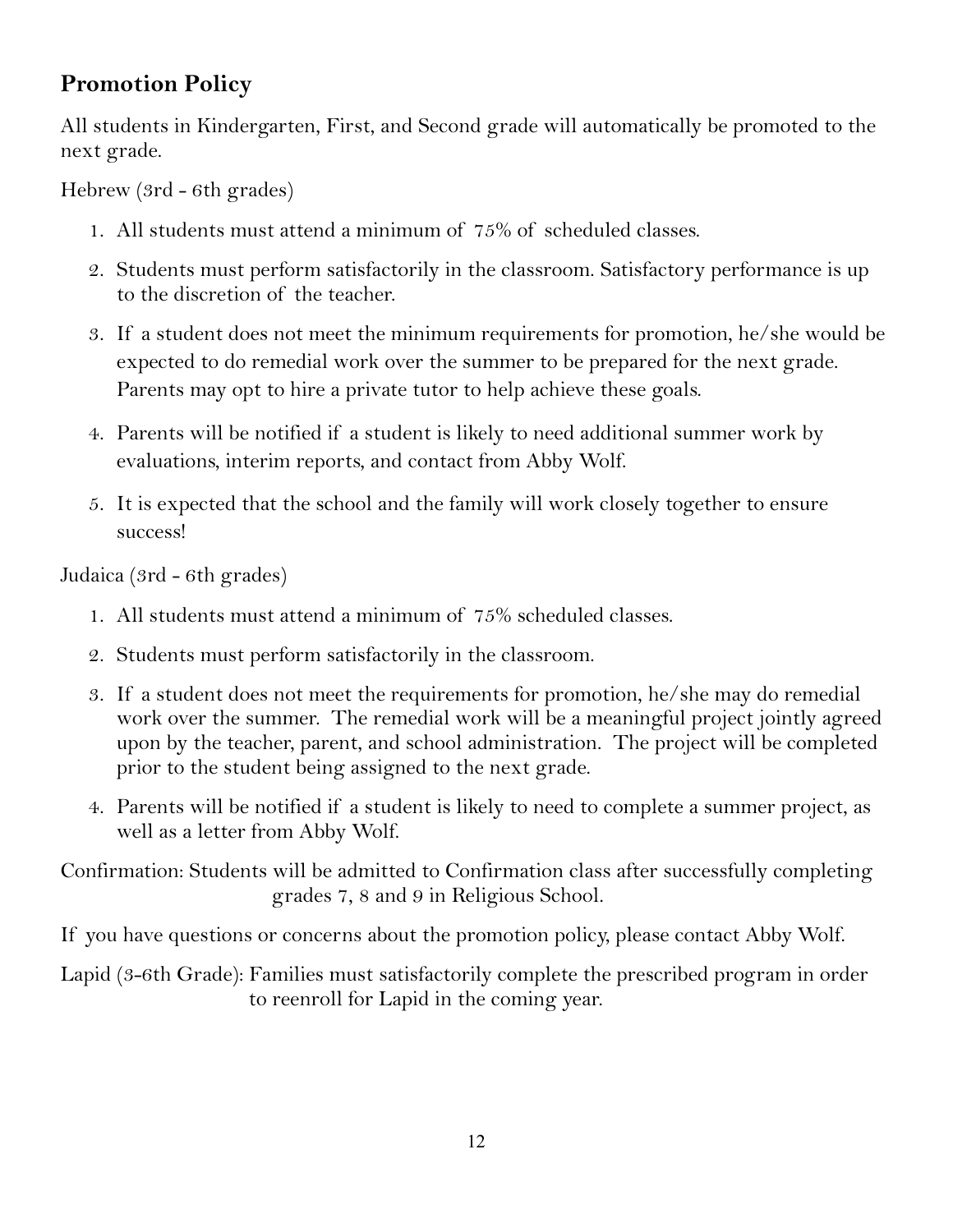## Promotion Policy

All students in Kindergarten, First, and Second grade will automatically be promoted to the next grade.

Hebrew (3rd - 6th grades)

1. All students must attend a minimum of 75% of scheduled classes.
2. Students must perform satisfactorily in the classroom. Satisfactory performance is up to the discretion of the teacher.
3. If a student does not meet the minimum requirements for promotion, he/she would be expected to do remedial work over the summer to be prepared for the next grade. Parents may opt to hire a private tutor to help achieve these goals.
4. Parents will be notified if a student is likely to need additional summer work by evaluations, interim reports, and contact from Abby Wolf.
5. It is expected that the school and the family will work closely together to ensure success!

Judaica (3rd - 6th grades)

1. All students must attend a minimum of 75% scheduled classes.
2. Students must perform satisfactorily in the classroom.
3. If a student does not meet the requirements for promotion, he/she may do remedial work over the summer. The remedial work will be a meaningful project jointly agreed upon by the teacher, parent, and school administration. The project will be completed prior to the student being assigned to the next grade.
4. Parents will be notified if a student is likely to need to complete a summer project, as well as a letter from Abby Wolf.

Confirmation: Students will be admitted to Confirmation class after successfully completing grades 7, 8 and 9 in Religious School.

If you have questions or concerns about the promotion policy, please contact Abby Wolf.

Lapid (3-6th Grade): Families must satisfactorily complete the prescribed program in order to reenroll for Lapid in the coming year.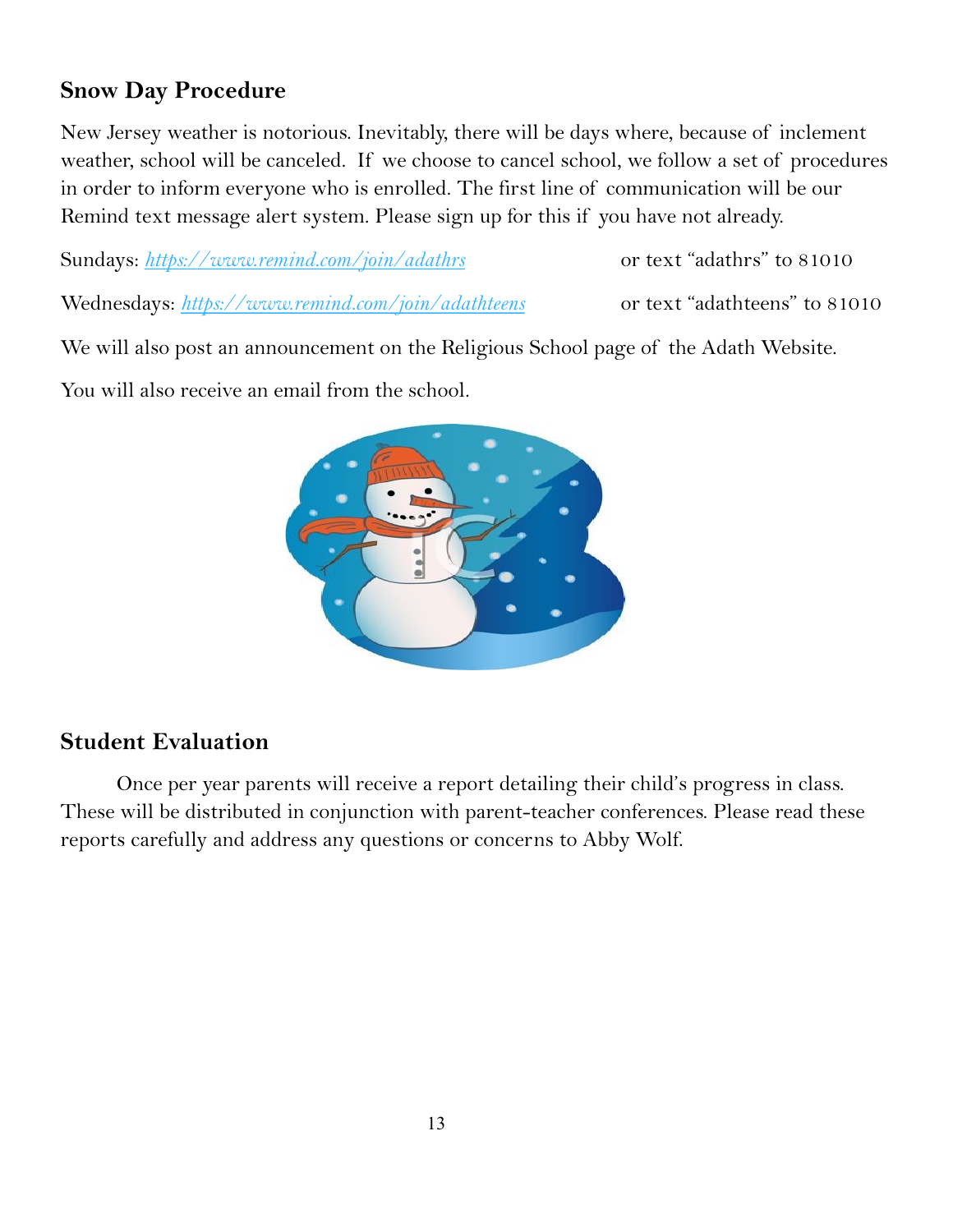## Snow Day Procedure

New Jersey weather is notorious. Inevitably, there will be days where, because of inclement weather, school will be canceled. If we choose to cancel school, we follow a set of procedures in order to inform everyone who is enrolled. The first line of communication will be our Remind text message alert system. Please sign up for this if you have not already.

Sundays: *https://www.remind.com/join/adathrs* or text "adathrs" to 81010

Wednesdays: *https://www.remind.com/join/adathteens* or text "adathteens" to 81010

We will also post an announcement on the Religious School page of the Adath Website.

You will also receive an email from the school.

## Student Evaluation

Once per year parents will receive a report detailing their child's progress in class. These will be distributed in conjunction with parent-teacher conferences. Please read these reports carefully and address any questions or concerns to Abby Wolf.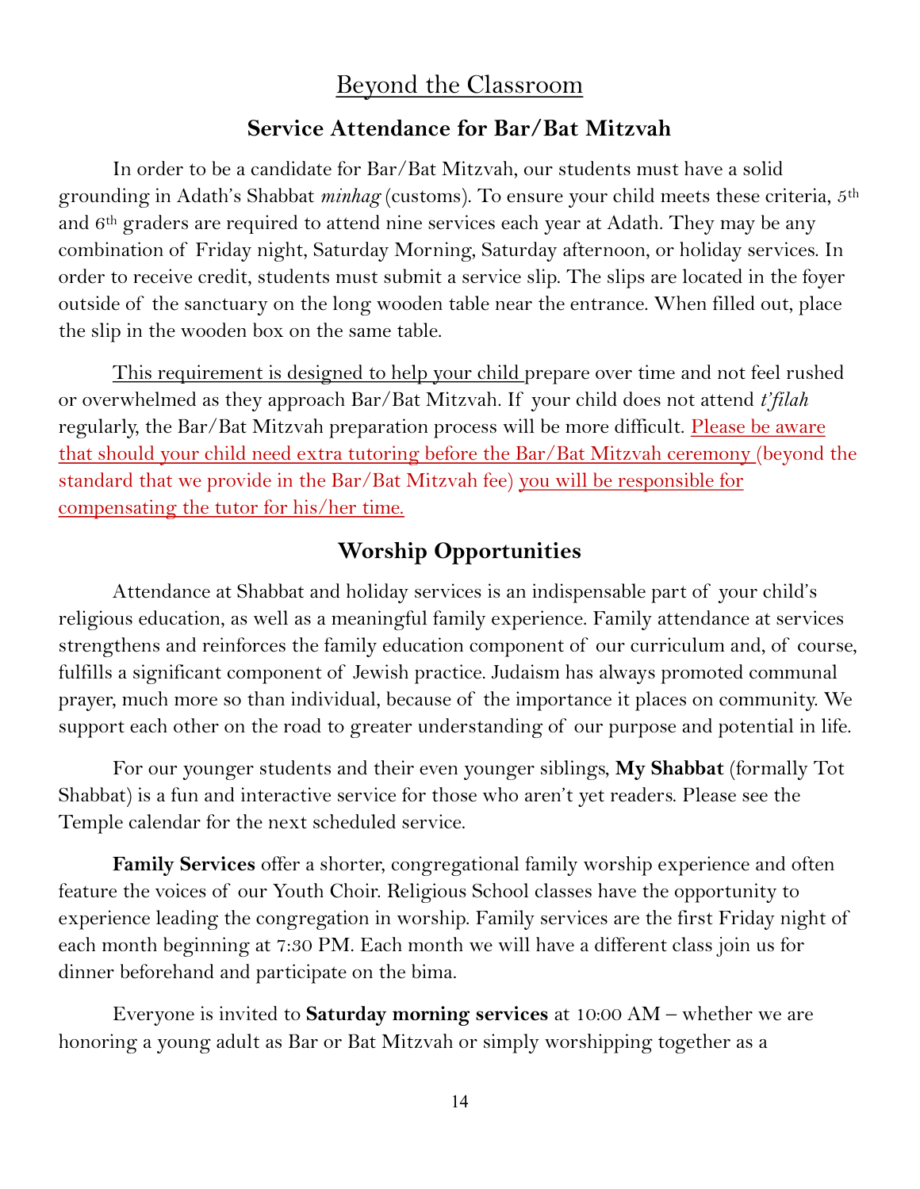# Beyond the Classroom

## Service Attendance for Bar/Bat Mitzvah

In order to be a candidate for Bar/Bat Mitzvah, our students must have a solid grounding in Adath's Shabbat *minhag* (customs). To ensure your child meets these criteria, 5th and 6th graders are required to attend nine services each year at Adath. They may be any combination of Friday night, Saturday Morning, Saturday afternoon, or holiday services. In order to receive credit, students must submit a service slip. The slips are located in the foyer outside of the sanctuary on the long wooden table near the entrance. When filled out, place the slip in the wooden box on the same table.

This requirement is designed to help your child prepare over time and not feel rushed or overwhelmed as they approach Bar/Bat Mitzvah. If your child does not attend *t'filah* regularly, the Bar/Bat Mitzvah preparation process will be more difficult. Please be aware that should your child need extra tutoring before the Bar/Bat Mitzvah ceremony (beyond the standard that we provide in the Bar/Bat Mitzvah fee) you will be responsible for compensating the tutor for his/her time.

## Worship Opportunities

Attendance at Shabbat and holiday services is an indispensable part of your child's religious education, as well as a meaningful family experience. Family attendance at services strengthens and reinforces the family education component of our curriculum and, of course, fulfills a significant component of Jewish practice. Judaism has always promoted communal prayer, much more so than individual, because of the importance it places on community. We support each other on the road to greater understanding of our purpose and potential in life.

For our younger students and their even younger siblings, **My Shabbat** (formally Tot Shabbat) is a fun and interactive service for those who aren't yet readers. Please see the Temple calendar for the next scheduled service.

**Family Services** offer a shorter, congregational family worship experience and often feature the voices of our Youth Choir. Religious School classes have the opportunity to experience leading the congregation in worship. Family services are the first Friday night of each month beginning at 7:30 PM. Each month we will have a different class join us for dinner beforehand and participate on the bima.

Everyone is invited to **Saturday morning services** at 10:00 AM – whether we are honoring a young adult as Bar or Bat Mitzvah or simply worshipping together as a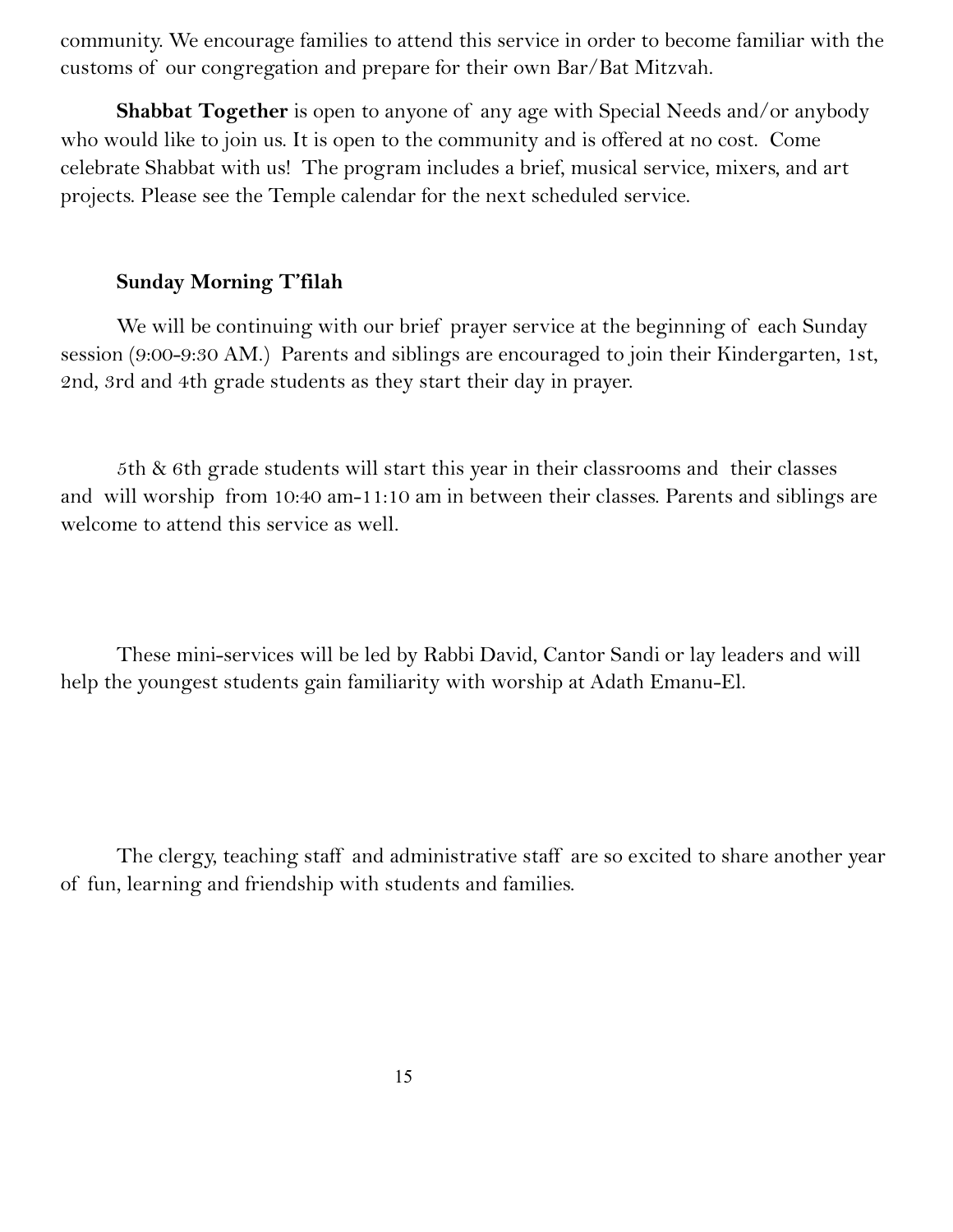community. We encourage families to attend this service in order to become familiar with the customs of our congregation and prepare for their own Bar/Bat Mitzvah.

**Shabbat Together** is open to anyone of any age with Special Needs and/or anybody who would like to join us. It is open to the community and is offered at no cost. Come celebrate Shabbat with us! The program includes a brief, musical service, mixers, and art projects. Please see the Temple calendar for the next scheduled service.

**Sunday Morning T'filah**

We will be continuing with our brief prayer service at the beginning of each Sunday session (9:00-9:30 AM.) Parents and siblings are encouraged to join their Kindergarten, 1st, 2nd, 3rd and 4th grade students as they start their day in prayer.

5th & 6th grade students will start this year in their classrooms and their classes and will worship from 10:40 am-11:10 am in between their classes. Parents and siblings are welcome to attend this service as well.

These mini-services will be led by Rabbi David, Cantor Sandi or lay leaders and will help the youngest students gain familiarity with worship at Adath Emanu-El.

The clergy, teaching staff and administrative staff are so excited to share another year of fun, learning and friendship with students and families.